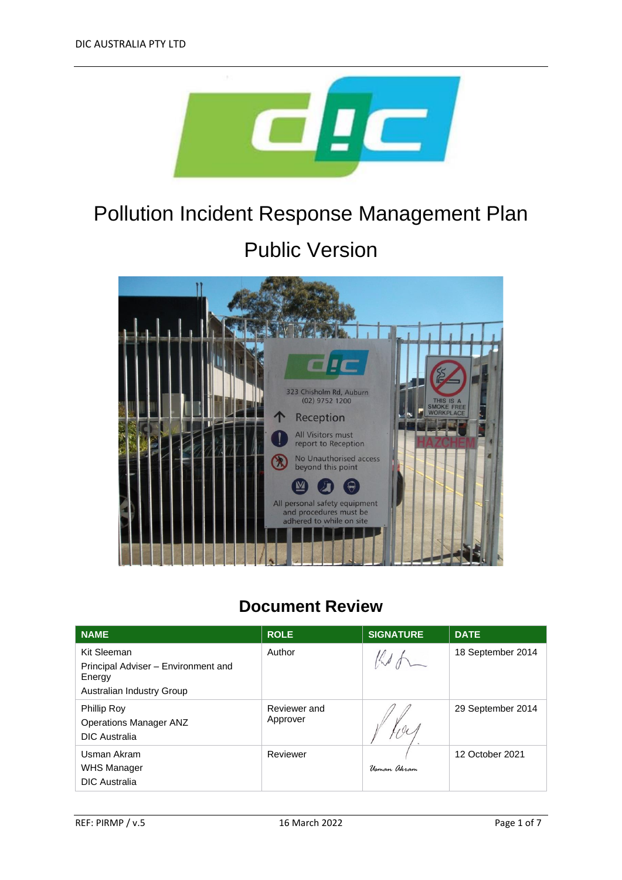# Pollution Incident Response Management Plan

# Public Version

## Document Review

| NAME | ROLE | SIGNATURE | DATE |
|---|---|---|---|
| Kit Sleeman<br>Principal Adviser – Environment and Energy<br>Australian Industry Group | Author | | 18 September 2014 |
| Phillip Roy<br>Operations Manager ANZ<br>DIC Australia | Reviewer and Approver | | 29 September 2014 |
| Usman Akram<br>WHS Manager<br>DIC Australia | Reviewer | Usman Akram | 12 October 2021 |

REF: PIRMP / v.5 — 16 March 2022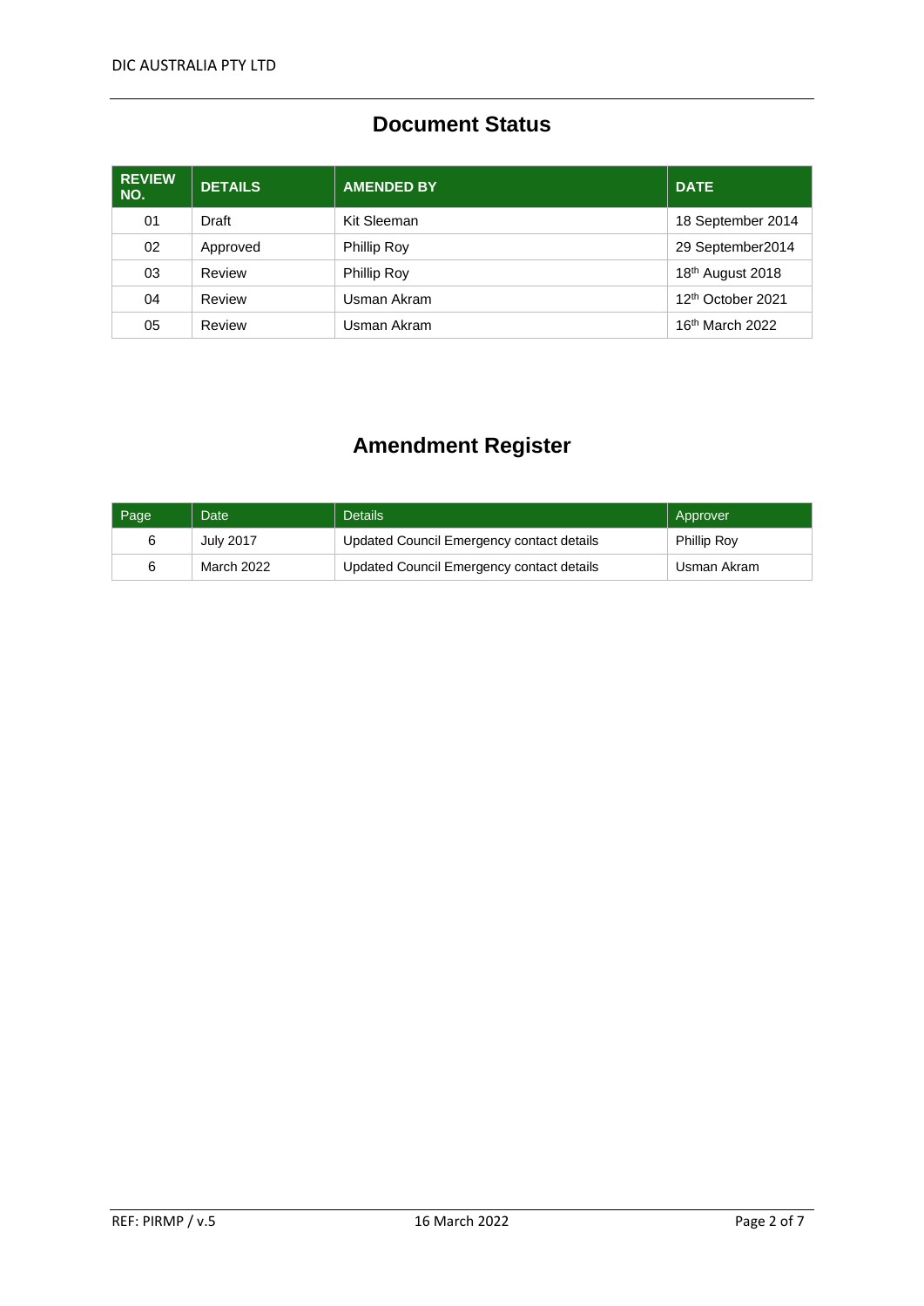# Document Status

| REVIEW NO. | DETAILS | AMENDED BY | DATE |
|---|---|---|---|
| 01 | Draft | Kit Sleeman | 18 September 2014 |
| 02 | Approved | Phillip Roy | 29 September2014 |
| 03 | Review | Phillip Roy | 18th August 2018 |
| 04 | Review | Usman Akram | 12th October 2021 |
| 05 | Review | Usman Akram | 16th March 2022 |

# Amendment Register

| Page | Date | Details | Approver |
|---|---|---|---|
| 6 | July 2017 | Updated Council Emergency contact details | Phillip Roy |
| 6 | March 2022 | Updated Council Emergency contact details | Usman Akram |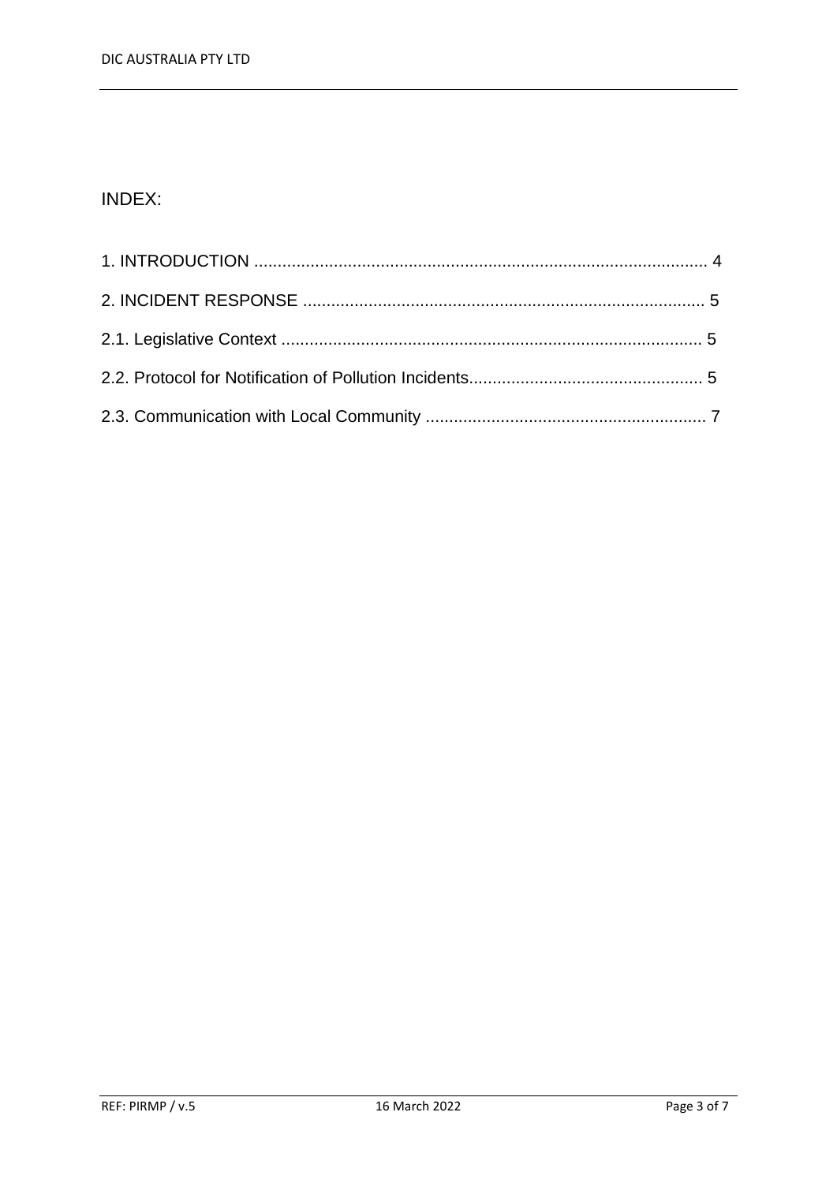INDEX:

1. INTRODUCTION ................................................................................................ 4

2. INCIDENT RESPONSE ..................................................................................... 5

2.1. Legislative Context ......................................................................................... 5

2.2. Protocol for Notification of Pollution Incidents.................................................. 5

2.3. Communication with Local Community ............................................................ 7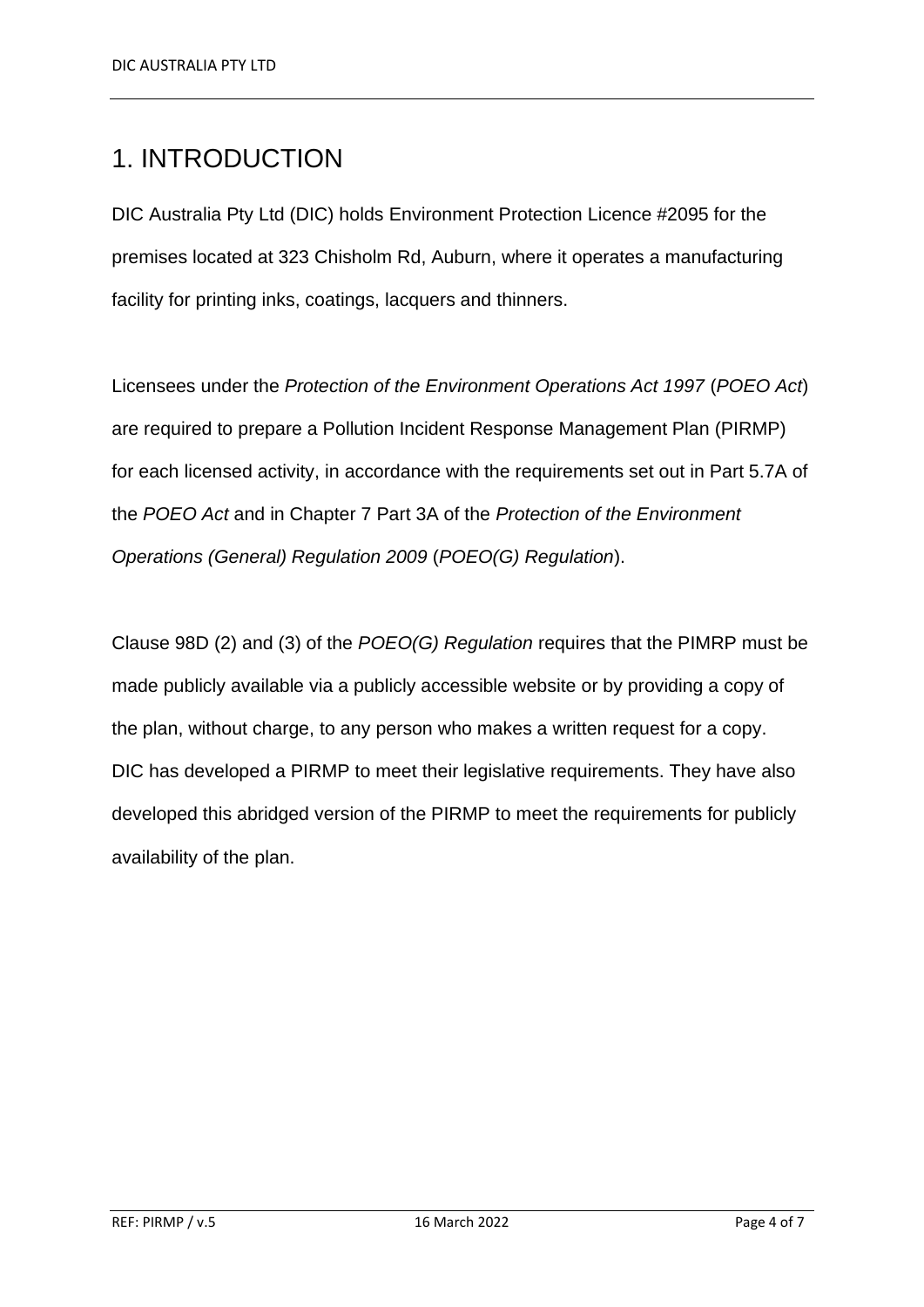# 1. INTRODUCTION

DIC Australia Pty Ltd (DIC) holds Environment Protection Licence #2095 for the premises located at 323 Chisholm Rd, Auburn, where it operates a manufacturing facility for printing inks, coatings, lacquers and thinners.

Licensees under the *Protection of the Environment Operations Act 1997* (*POEO Act*) are required to prepare a Pollution Incident Response Management Plan (PIRMP) for each licensed activity, in accordance with the requirements set out in Part 5.7A of the *POEO Act* and in Chapter 7 Part 3A of the *Protection of the Environment Operations (General) Regulation 2009* (*POEO(G) Regulation*).

Clause 98D (2) and (3) of the *POEO(G) Regulation* requires that the PIMRP must be made publicly available via a publicly accessible website or by providing a copy of the plan, without charge, to any person who makes a written request for a copy. DIC has developed a PIRMP to meet their legislative requirements. They have also developed this abridged version of the PIRMP to meet the requirements for publicly availability of the plan.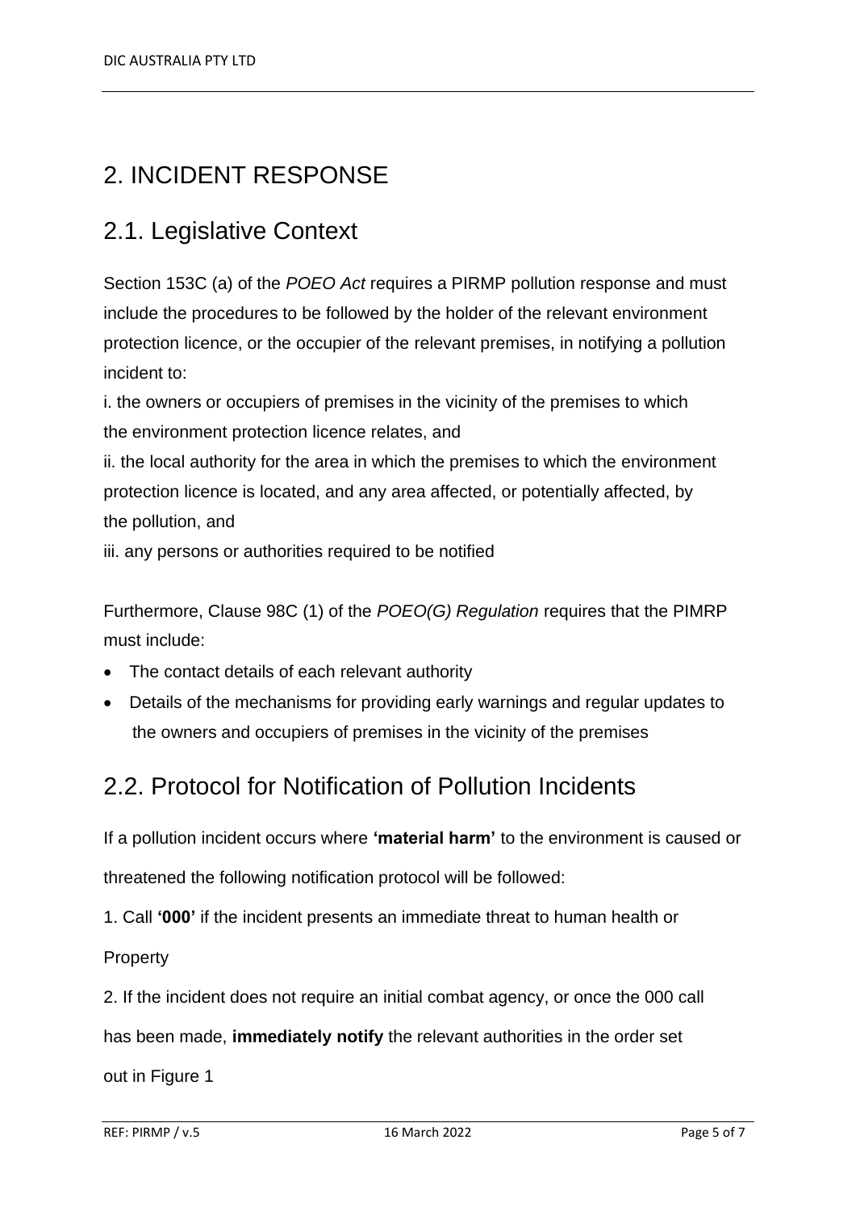# 2. INCIDENT RESPONSE

## 2.1. Legislative Context

Section 153C (a) of the *POEO Act* requires a PIRMP pollution response and must include the procedures to be followed by the holder of the relevant environment protection licence, or the occupier of the relevant premises, in notifying a pollution incident to:

i. the owners or occupiers of premises in the vicinity of the premises to which the environment protection licence relates, and

ii. the local authority for the area in which the premises to which the environment protection licence is located, and any area affected, or potentially affected, by the pollution, and

iii. any persons or authorities required to be notified

Furthermore, Clause 98C (1) of the *POEO(G) Regulation* requires that the PIMRP must include:

- The contact details of each relevant authority
- Details of the mechanisms for providing early warnings and regular updates to the owners and occupiers of premises in the vicinity of the premises

## 2.2. Protocol for Notification of Pollution Incidents

If a pollution incident occurs where **'material harm'** to the environment is caused or threatened the following notification protocol will be followed:

1. Call **'000'** if the incident presents an immediate threat to human health or Property

2. If the incident does not require an initial combat agency, or once the 000 call has been made, **immediately notify** the relevant authorities in the order set out in Figure 1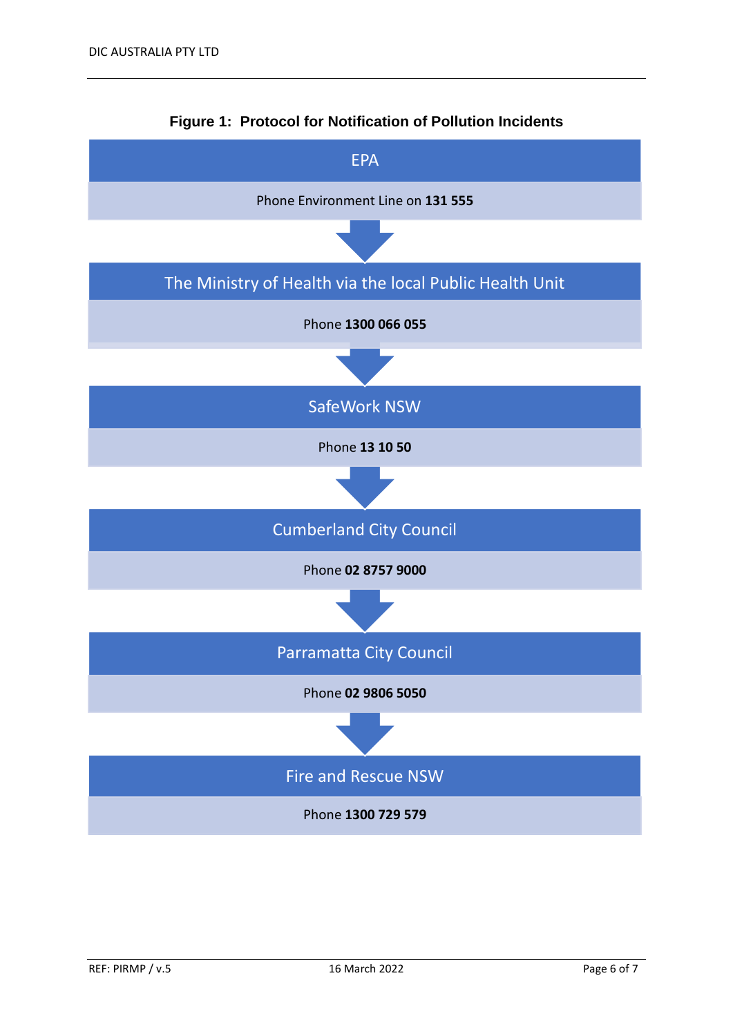**Figure 1: Protocol for Notification of Pollution Incidents**

**EPA**

Phone Environment Line on **131 555**

↓

**The Ministry of Health via the local Public Health Unit**

Phone **1300 066 055**

↓

**SafeWork NSW**

Phone **13 10 50**

↓

**Cumberland City Council**

Phone **02 8757 9000**

↓

**Parramatta City Council**

Phone **02 9806 5050**

↓

**Fire and Rescue NSW**

Phone **1300 729 579**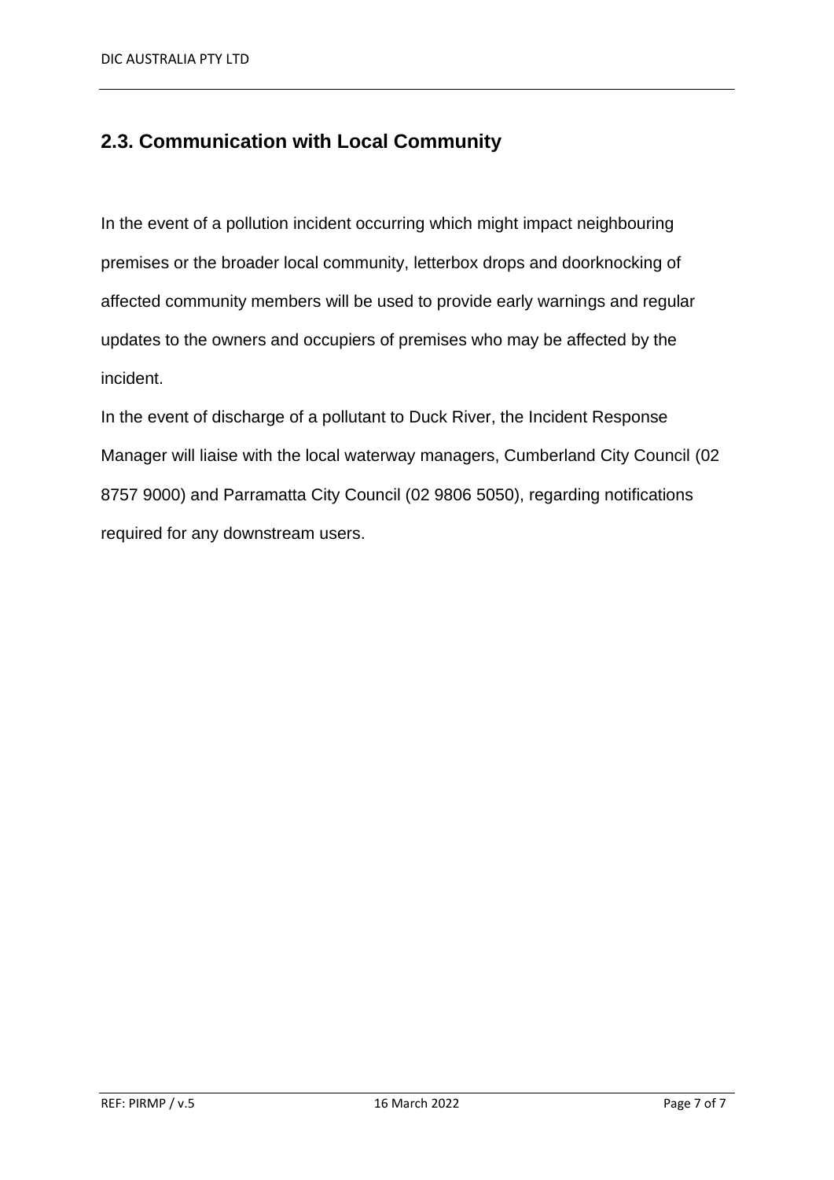## 2.3. Communication with Local Community

In the event of a pollution incident occurring which might impact neighbouring premises or the broader local community, letterbox drops and doorknocking of affected community members will be used to provide early warnings and regular updates to the owners and occupiers of premises who may be affected by the incident.

In the event of discharge of a pollutant to Duck River, the Incident Response Manager will liaise with the local waterway managers, Cumberland City Council (02 8757 9000) and Parramatta City Council (02 9806 5050), regarding notifications required for any downstream users.